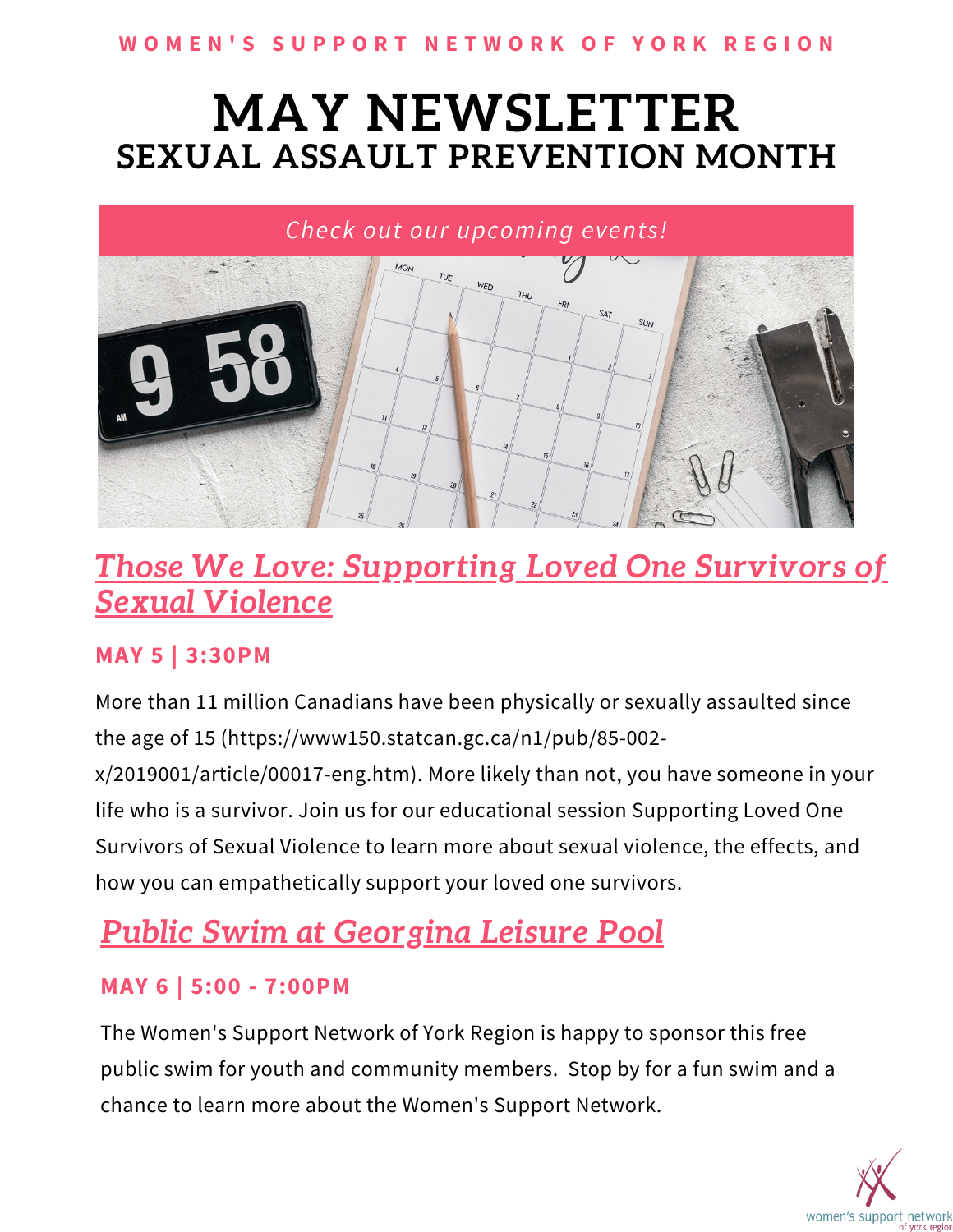WOMEN'S SUPPORT NETWORK OF YORK REGION

# MAY NEWSLETTER
## SEXUAL ASSAULT PREVENTION MONTH

*Check out our upcoming events!*

## *Those We Love: Supporting Loved One Survivors of Sexual Violence*

**MAY 5 | 3:30PM**

More than 11 million Canadians have been physically or sexually assaulted since the age of 15 (https://www150.statcan.gc.ca/n1/pub/85-002-x/2019001/article/00017-eng.htm). More likely than not, you have someone in your life who is a survivor. Join us for our educational session Supporting Loved One Survivors of Sexual Violence to learn more about sexual violence, the effects, and how you can empathetically support your loved one survivors.

## *Public Swim at Georgina Leisure Pool*

**MAY 6 | 5:00 - 7:00PM**

The Women's Support Network of York Region is happy to sponsor this free public swim for youth and community members. Stop by for a fun swim and a chance to learn more about the Women's Support Network.

women's support network of york region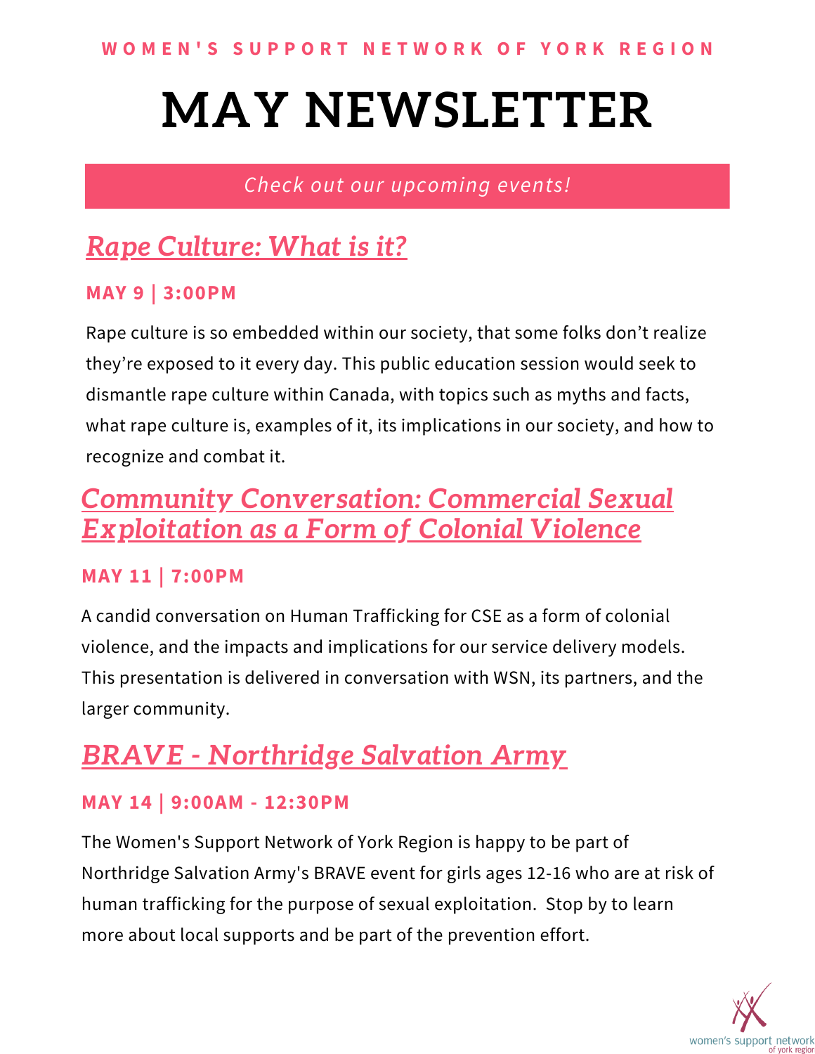WOMEN'S SUPPORT NETWORK OF YORK REGION

# MAY NEWSLETTER

*Check out our upcoming events!*

## *Rape Culture: What is it?*

### MAY 9 | 3:00PM

Rape culture is so embedded within our society, that some folks don't realize they're exposed to it every day. This public education session would seek to dismantle rape culture within Canada, with topics such as myths and facts, what rape culture is, examples of it, its implications in our society, and how to recognize and combat it.

## *Community Conversation: Commercial Sexual Exploitation as a Form of Colonial Violence*

### MAY 11 | 7:00PM

A candid conversation on Human Trafficking for CSE as a form of colonial violence, and the impacts and implications for our service delivery models. This presentation is delivered in conversation with WSN, its partners, and the larger community.

## *BRAVE - Northridge Salvation Army*

### MAY 14 | 9:00AM - 12:30PM

The Women's Support Network of York Region is happy to be part of Northridge Salvation Army's BRAVE event for girls ages 12-16 who are at risk of human trafficking for the purpose of sexual exploitation.  Stop by to learn more about local supports and be part of the prevention effort.

women's support network of york region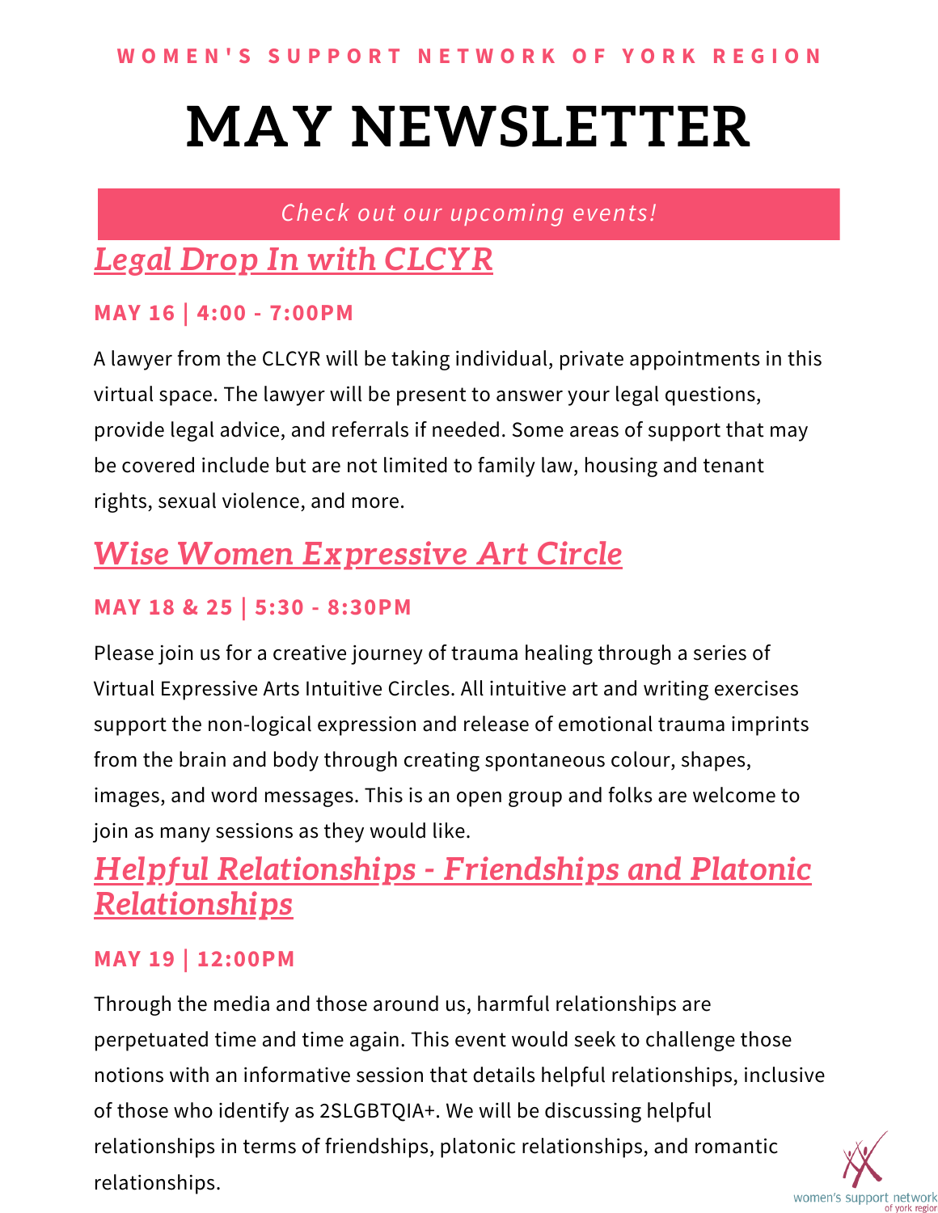WOMEN'S SUPPORT NETWORK OF YORK REGION

# MAY NEWSLETTER

*Check out our upcoming events!*

## *Legal Drop In with CLCYR*

### MAY 16 | 4:00 - 7:00PM

A lawyer from the CLCYR will be taking individual, private appointments in this virtual space. The lawyer will be present to answer your legal questions, provide legal advice, and referrals if needed. Some areas of support that may be covered include but are not limited to family law, housing and tenant rights, sexual violence, and more.

## *Wise Women Expressive Art Circle*

### MAY 18 & 25 | 5:30 - 8:30PM

Please join us for a creative journey of trauma healing through a series of Virtual Expressive Arts Intuitive Circles. All intuitive art and writing exercises support the non-logical expression and release of emotional trauma imprints from the brain and body through creating spontaneous colour, shapes, images, and word messages. This is an open group and folks are welcome to join as many sessions as they would like.

## *Helpful Relationships - Friendships and Platonic Relationships*

### MAY 19 | 12:00PM

Through the media and those around us, harmful relationships are perpetuated time and time again. This event would seek to challenge those notions with an informative session that details helpful relationships, inclusive of those who identify as 2SLGBTQIA+. We will be discussing helpful relationships in terms of friendships, platonic relationships, and romantic relationships.

women's support network of york region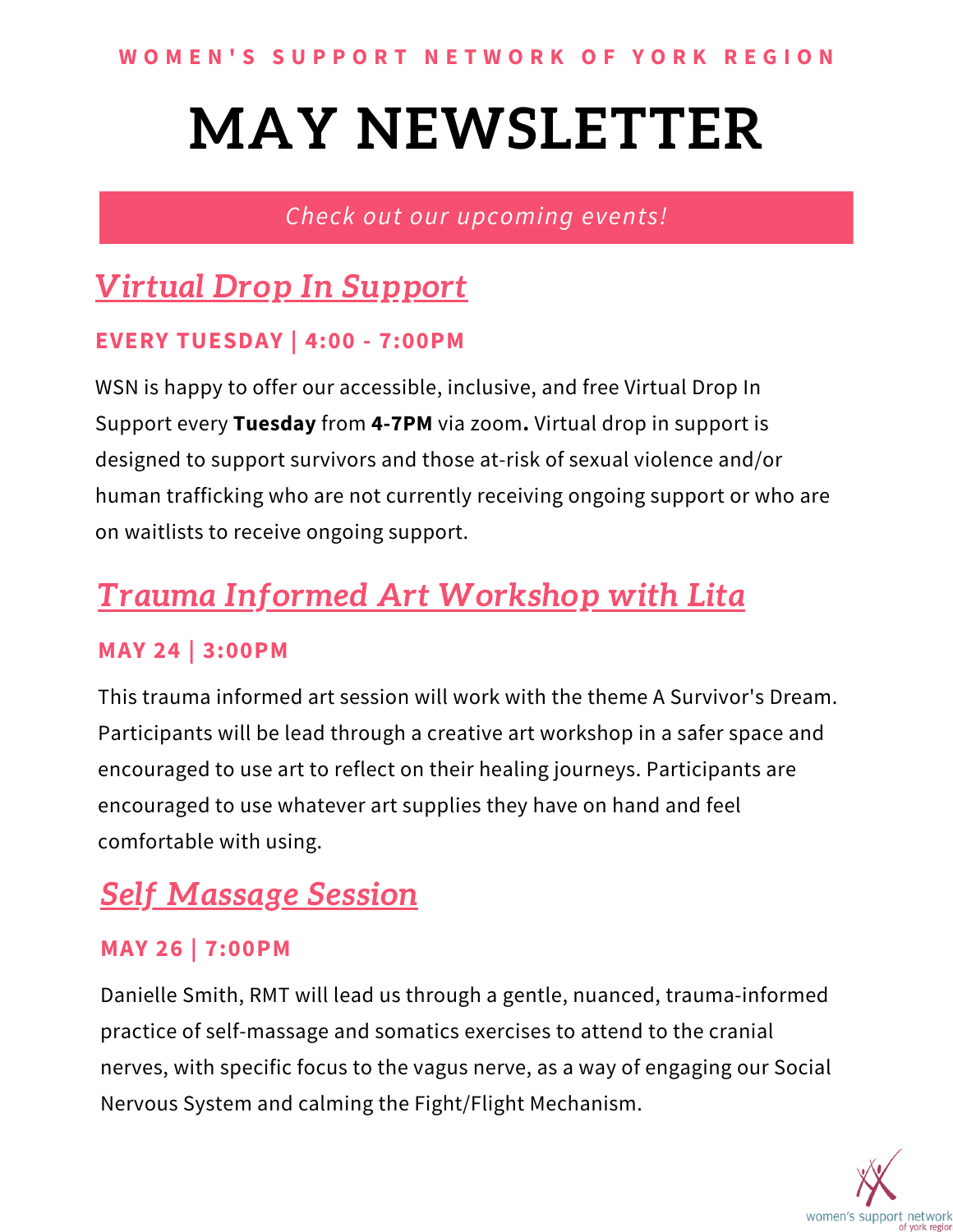WOMEN'S SUPPORT NETWORK OF YORK REGION

# MAY NEWSLETTER

*Check out our upcoming events!*

## *Virtual Drop In Support*

### EVERY TUESDAY | 4:00 - 7:00PM

WSN is happy to offer our accessible, inclusive, and free Virtual Drop In Support every **Tuesday** from **4-7PM** via zoom**.** Virtual drop in support is designed to support survivors and those at-risk of sexual violence and/or human trafficking who are not currently receiving ongoing support or who are on waitlists to receive ongoing support.

## *Trauma Informed Art Workshop with Lita*

### MAY 24 | 3:00PM

This trauma informed art session will work with the theme A Survivor's Dream. Participants will be lead through a creative art workshop in a safer space and encouraged to use art to reflect on their healing journeys. Participants are encouraged to use whatever art supplies they have on hand and feel comfortable with using.

## *Self Massage Session*

### MAY 26 | 7:00PM

Danielle Smith, RMT will lead us through a gentle, nuanced, trauma-informed practice of self-massage and somatics exercises to attend to the cranial nerves, with specific focus to the vagus nerve, as a way of engaging our Social Nervous System and calming the Fight/Flight Mechanism.

women's support network of york region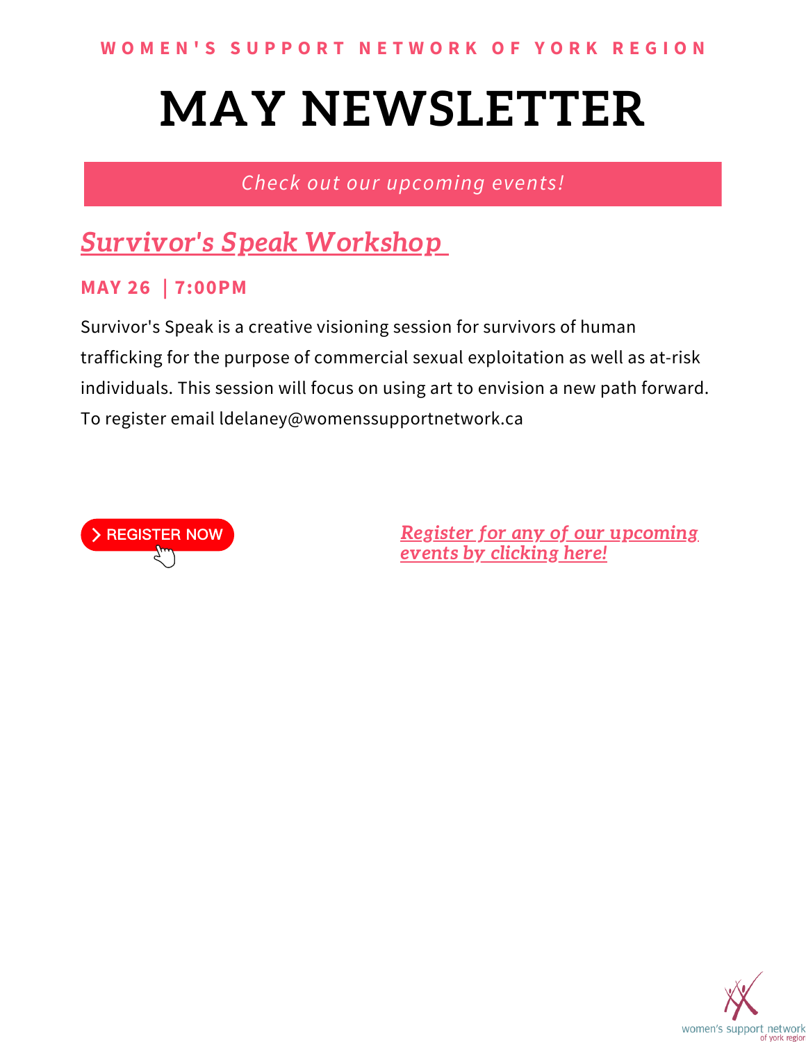WOMEN'S SUPPORT NETWORK OF YORK REGION

# MAY NEWSLETTER

*Check out our upcoming events!*

## *Survivor's Speak Workshop*

**MAY 26 | 7:00PM**

Survivor's Speak is a creative visioning session for survivors of human trafficking for the purpose of commercial sexual exploitation as well as at-risk individuals. This session will focus on using art to envision a new path forward. To register email ldelaney@womenssupportnetwork.ca

> REGISTER NOW

*Register for any of our upcoming events by clicking here!*

women's support network of york region